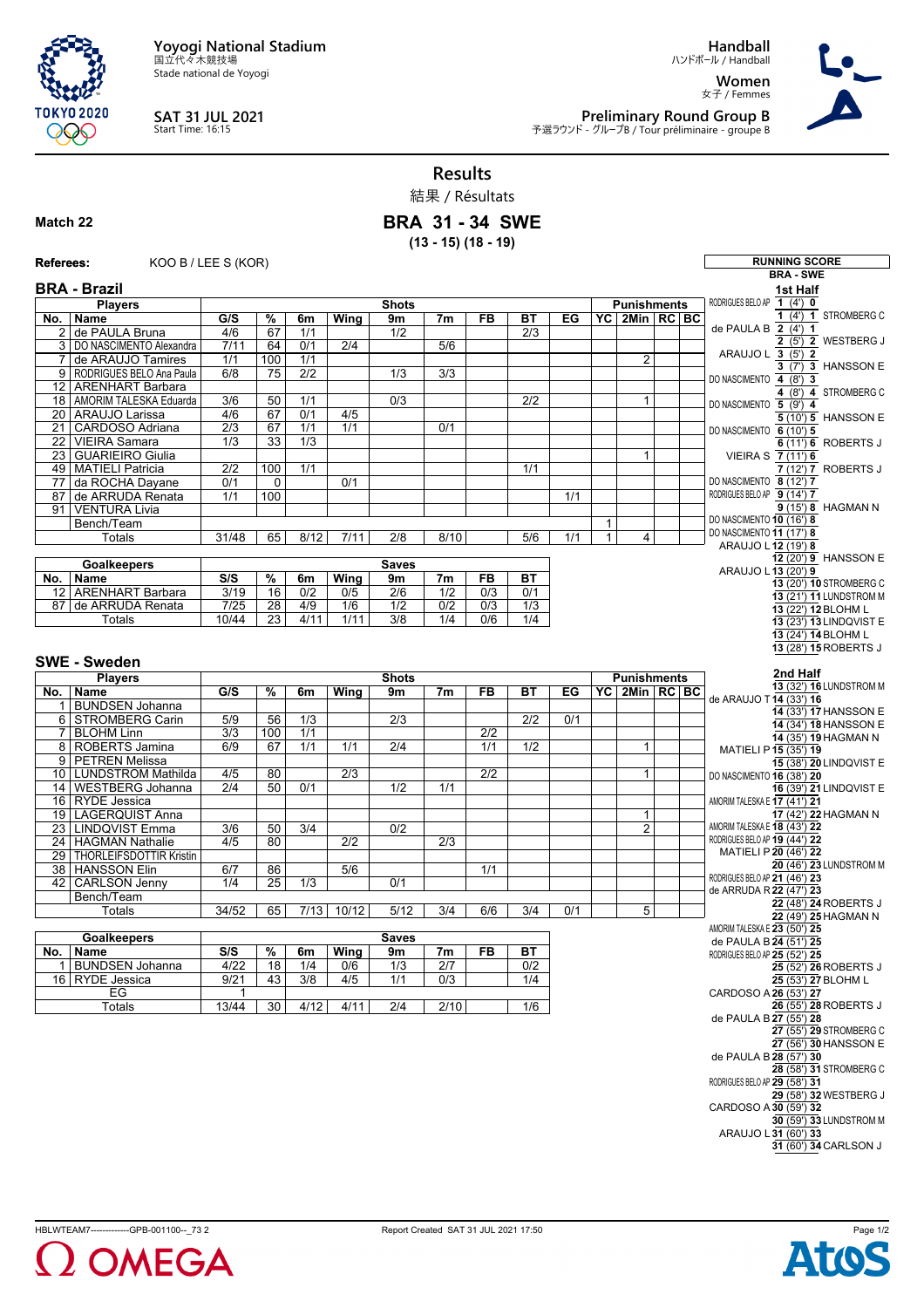Yoyogi National Stadium
国立代々木競技場
Stade national de Yoyogi

**SAT 31 JUL 2021**
Start Time: 16:15

**Handball**
ハンドボール / Handball

**Women**
女子 / Femmes

**Preliminary Round Group B**
予選ラウンド - グループB / Tour préliminaire - groupe B

# Results

結果 / Résultats

**Match 22**

## BRA 31 - 34 SWE

**(13 - 15) (18 - 19)**

**Referees:** KOO B / LEE S (KOR)

### BRA - Brazil

| No. | Name | G/S | % | 6m | Wing | 9m | 7m | FB | BT | EG | YC | 2Min | RC | BC |
|---|---|---|---|---|---|---|---|---|---|---|---|---|---|---|
| 2 | de PAULA Bruna | 4/6 | 67 | 1/1 | | 1/2 | | | 2/3 | | | | | |
| 3 | DO NASCIMENTO Alexandra | 7/11 | 64 | 0/1 | 2/4 | | 5/6 | | | | | | | |
| 7 | de ARAUJO Tamires | 1/1 | 100 | 1/1 | | | | | | | | 2 | | |
| 9 | RODRIGUES BELO Ana Paula | 6/8 | 75 | 2/2 | | 1/3 | 3/3 | | | | | | | |
| 12 | ARENHART Barbara | | | | | | | | | | | | | |
| 18 | AMORIM TALESKA Eduarda | 3/6 | 50 | 1/1 | | 0/3 | | | 2/2 | | | 1 | | |
| 20 | ARAUJO Larissa | 4/6 | 67 | 0/1 | 4/5 | | | | | | | | | |
| 21 | CARDOSO Adriana | 2/3 | 67 | 1/1 | 1/1 | | 0/1 | | | | | | | |
| 22 | VIEIRA Samara | 1/3 | 33 | 1/3 | | | | | | | | | | |
| 23 | GUARIEIRO Giulia | | | | | | | | | | | 1 | | |
| 49 | MATIELI Patricia | 2/2 | 100 | 1/1 | | | | | 1/1 | | | | | |
| 77 | da ROCHA Dayane | 0/1 | 0 | | 0/1 | | | | | | | | | |
| 87 | de ARRUDA Renata | 1/1 | 100 | | | | | | | 1/1 | | | | |
| 91 | VENTURA Livia | | | | | | | | | | | | | |
| | Bench/Team | | | | | | | | | | 1 | | | |
| | Totals | 31/48 | 65 | 8/12 | 7/11 | 2/8 | 8/10 | | 5/6 | 1/1 | 1 | 4 | | |

| No. | Goalkeepers | S/S | % | 6m | Wing | 9m | 7m | FB | BT |
|---|---|---|---|---|---|---|---|---|---|
| 12 | ARENHART Barbara | 3/19 | 16 | 0/2 | 0/5 | 2/6 | 1/2 | 0/3 | 0/1 |
| 87 | de ARRUDA Renata | 7/25 | 28 | 4/9 | 1/6 | 1/2 | 0/2 | 0/3 | 1/3 |
| | Totals | 10/44 | 23 | 4/11 | 1/11 | 3/8 | 1/4 | 0/6 | 1/4 |

### SWE - Sweden

| No. | Name | G/S | % | 6m | Wing | 9m | 7m | FB | BT | EG | YC | 2Min | RC | BC |
|---|---|---|---|---|---|---|---|---|---|---|---|---|---|---|
| 1 | BUNDSEN Johanna | | | | | | | | | | | | | |
| 6 | STROMBERG Carin | 5/9 | 56 | 1/3 | | 2/3 | | | 2/2 | 0/1 | | | | |
| 7 | BLOHM Linn | 3/3 | 100 | 1/1 | | | | 2/2 | | | | | | |
| 8 | ROBERTS Jamina | 6/9 | 67 | 1/1 | 1/1 | 2/4 | | 1/1 | 1/2 | | | 1 | | |
| 9 | PETREN Melissa | | | | | | | | | | | | | |
| 10 | LUNDSTROM Mathilda | 4/5 | 80 | | 2/3 | | | 2/2 | | | | 1 | | |
| 14 | WESTBERG Johanna | 2/4 | 50 | 0/1 | | 1/2 | 1/1 | | | | | | | |
| 16 | RYDE Jessica | | | | | | | | | | | | | |
| 19 | LAGERQUIST Anna | | | | | | | | | | | 1 | | |
| 23 | LINDQVIST Emma | 3/6 | 50 | 3/4 | | 0/2 | | | | | | 2 | | |
| 24 | HAGMAN Nathalie | 4/5 | 80 | | 2/2 | | 2/3 | | | | | | | |
| 29 | THORLEIFSDOTTIR Kristin | | | | | | | | | | | | | |
| 38 | HANSSON Elin | 6/7 | 86 | | 5/6 | | | 1/1 | | | | | | |
| 42 | CARLSON Jenny | 1/4 | 25 | 1/3 | | 0/1 | | | | | | | | |
| | Bench/Team | | | | | | | | | | | | | |
| | Totals | 34/52 | 65 | 7/13 | 10/12 | 5/12 | 3/4 | 6/6 | 3/4 | 0/1 | | 5 | | |

| No. | Goalkeepers | S/S | % | 6m | Wing | 9m | 7m | FB | BT |
|---|---|---|---|---|---|---|---|---|---|
| 1 | BUNDSEN Johanna | 4/22 | 18 | 1/4 | 0/6 | 1/3 | 2/7 | | 0/2 |
| 16 | RYDE Jessica | 9/21 | 43 | 3/8 | 4/5 | 1/1 | 0/3 | | 1/4 |
| | EG | 1 | | | | | | | |
| | Totals | 13/44 | 30 | 4/12 | 4/11 | 2/4 | 2/10 | | 1/6 |

### RUNNING SCORE

**BRA - SWE**

**1st Half**

| BRA | Score | SWE |
|---|---|---|
| RODRIGUES BELO AP | 1 (4') 0 | |
| | 1 (4') 1 | STROMBERG C |
| de PAULA B | 2 (4') 1 | |
| | 2 (5') 2 | WESTBERG J |
| ARAUJO L | 3 (5') 2 | |
| | 3 (7') 3 | HANSSON E |
| DO NASCIMENTO | 4 (8') 3 | |
| | 4 (8') 4 | STROMBERG C |
| DO NASCIMENTO | 5 (9') 4 | |
| | 5 (10') 5 | HANSSON E |
| DO NASCIMENTO | 6 (10') 5 | |
| | 6 (11') 6 | ROBERTS J |
| VIEIRA S | 7 (11') 6 | |
| | 7 (12') 7 | ROBERTS J |
| DO NASCIMENTO | 8 (12') 7 | |
| RODRIGUES BELO AP | 9 (14') 7 | |
| | 9 (15') 8 | HAGMAN N |
| DO NASCIMENTO | 10 (16') 8 | |
| DO NASCIMENTO | 11 (17') 8 | |
| ARAUJO L | 12 (19') 8 | |
| | 12 (20') 9 | HANSSON E |
| ARAUJO L | 13 (20') 9 | |
| | 13 (20') 10 | STROMBERG C |
| | 13 (21') 11 | LUNDSTROM M |
| | 13 (22') 12 | BLOHM L |
| | 13 (23') 13 | LINDQVIST E |
| | 13 (24') 14 | BLOHM L |
| | 13 (28') 15 | ROBERTS J |

**2nd Half**

| BRA | Score | SWE |
|---|---|---|
| | 13 (32') 16 | LUNDSTROM M |
| de ARAUJO T | 14 (33') 16 | |
| | 14 (33') 17 | HANSSON E |
| | 14 (34') 18 | HANSSON E |
| | 14 (35') 19 | HAGMAN N |
| MATIELI P | 15 (35') 19 | |
| | 15 (38') 20 | LINDQVIST E |
| DO NASCIMENTO | 16 (38') 20 | |
| | 16 (39') 21 | LINDQVIST E |
| AMORIM TALESKA E | 17 (41') 21 | |
| | 17 (42') 22 | HAGMAN N |
| AMORIM TALESKA E | 18 (43') 22 | |
| RODRIGUES BELO AP | 19 (44') 22 | |
| MATIELI P | 20 (46') 22 | |
| | 20 (46') 23 | LUNDSTROM M |
| RODRIGUES BELO AP | 21 (46') 23 | |
| de ARRUDA R | 22 (47') 23 | |
| | 22 (48') 24 | ROBERTS J |
| | 22 (49') 25 | HAGMAN N |
| AMORIM TALESKA E | 23 (50') 25 | |
| de PAULA B | 24 (51') 25 | |
| RODRIGUES BELO AP | 25 (52') 25 | |
| | 25 (52') 26 | ROBERTS J |
| | 25 (53') 27 | BLOHM L |
| CARDOSO A | 26 (53') 27 | |
| | 26 (55') 28 | ROBERTS J |
| de PAULA B | 27 (55') 28 | |
| | 27 (55') 29 | STROMBERG C |
| | 27 (56') 30 | HANSSON E |
| de PAULA B | 28 (57') 30 | |
| | 28 (58') 31 | STROMBERG C |
| RODRIGUES BELO AP | 29 (58') 31 | |
| | 29 (58') 32 | WESTBERG J |
| CARDOSO A | 30 (59') 32 | |
| | 30 (59') 33 | LUNDSTROM M |
| ARAUJO L | 31 (60') 33 | |
| | 31 (60') 34 | CARLSON J |

HBLWTEAM7--------------GPB-001100--_73 2 Report Created SAT 31 JUL 2021 17:50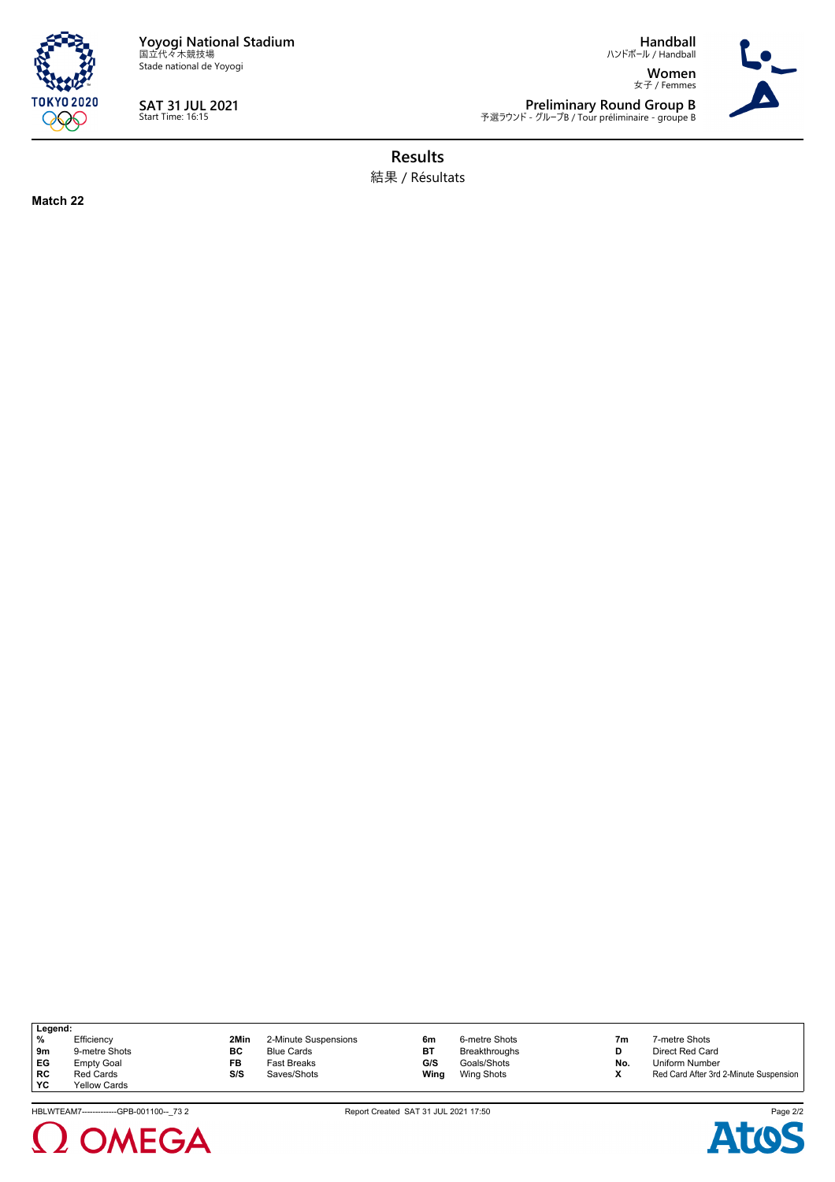Yoyogi National Stadium
国立代々木競技場
Stade national de Yoyogi

**SAT 31 JUL 2021**
Start Time: 16:15

**Handball**
ハンドボール / Handball

**Women**
女子 / Femmes

**Preliminary Round Group B**
予選ラウンド - グループB / Tour préliminaire - groupe B

## Results
結果 / Résultats

**Match 22**

**Legend:**

| | | | | | | | |
|---|---|---|---|---|---|---|---|
| **%** | Efficiency | **2Min** | 2-Minute Suspensions | **6m** | 6-metre Shots | **7m** | 7-metre Shots |
| **9m** | 9-metre Shots | **BC** | Blue Cards | **BT** | Breakthroughs | **D** | Direct Red Card |
| **EG** | Empty Goal | **FB** | Fast Breaks | **G/S** | Goals/Shots | **No.** | Uniform Number |
| **RC** | Red Cards | **S/S** | Saves/Shots | **Wing** | Wing Shots | **X** | Red Card After 3rd 2-Minute Suspension |
| **YC** | Yellow Cards | | | | | | |

HBLWTEAM7-------------GPB-001100--_73 2 Report Created SAT 31 JUL 2021 17:50